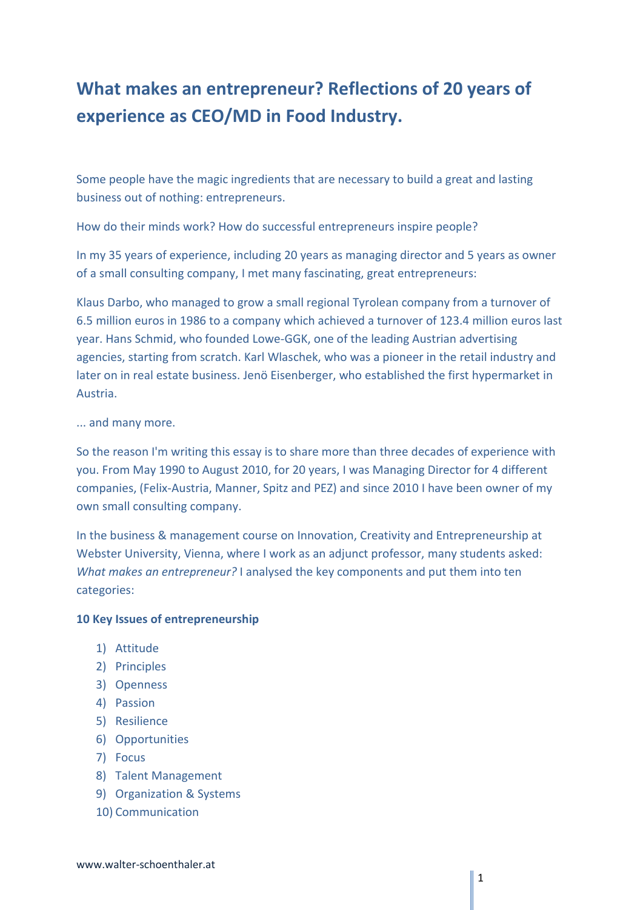# What makes an entrepreneur? Reflections of 20 years of experience as CEO/MD in Food Industry.

Some people have the magic ingredients that are necessary to build a great and lasting business out of nothing: entrepreneurs.

How do their minds work? How do successful entrepreneurs inspire people?

In my 35 years of experience, including 20 years as managing director and 5 years as owner of a small consulting company, I met many fascinating, great entrepreneurs:

Klaus Darbo, who managed to grow a small regional Tyrolean company from a turnover of 6.5 million euros in 1986 to a company which achieved a turnover of 123.4 million euros last year. Hans Schmid, who founded Lowe-GGK, one of the leading Austrian advertising agencies, starting from scratch. Karl Wlaschek, who was a pioneer in the retail industry and later on in real estate business. Jenö Eisenberger, who established the first hypermarket in Austria.

... and many more.

So the reason I'm writing this essay is to share more than three decades of experience with you. From May 1990 to August 2010, for 20 years, I was Managing Director for 4 different companies, (Felix-Austria, Manner, Spitz and PEZ) and since 2010 I have been owner of my own small consulting company.

In the business & management course on Innovation, Creativity and Entrepreneurship at Webster University, Vienna, where I work as an adjunct professor, many students asked: *What makes an entrepreneur?* I analysed the key components and put them into ten categories:

**10 Key Issues of entrepreneurship**

1) Attitude
2) Principles
3) Openness
4) Passion
5) Resilience
6) Opportunities
7) Focus
8) Talent Management
9) Organization & Systems
10) Communication

www.walter-schoenthaler.at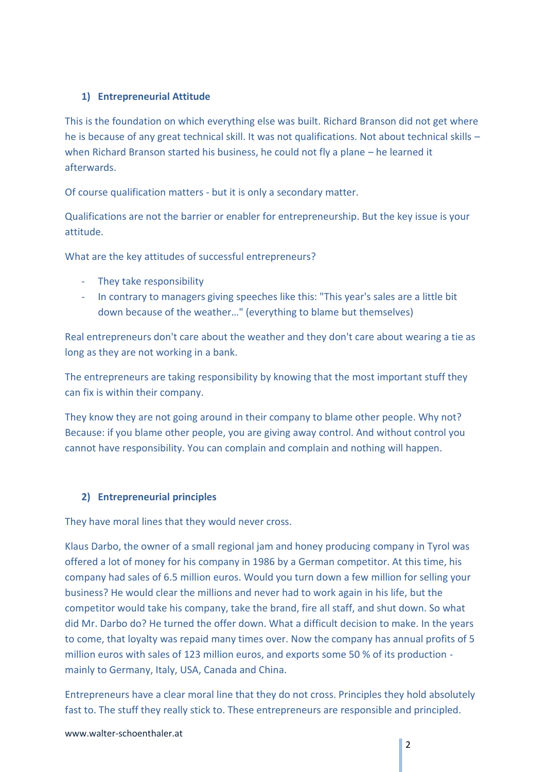## 1) Entrepreneurial Attitude

This is the foundation on which everything else was built. Richard Branson did not get where he is because of any great technical skill. It was not qualifications. Not about technical skills – when Richard Branson started his business, he could not fly a plane – he learned it afterwards.

Of course qualification matters - but it is only a secondary matter.

Qualifications are not the barrier or enabler for entrepreneurship. But the key issue is your attitude.

What are the key attitudes of successful entrepreneurs?

- They take responsibility
- In contrary to managers giving speeches like this: "This year's sales are a little bit down because of the weather…" (everything to blame but themselves)

Real entrepreneurs don't care about the weather and they don't care about wearing a tie as long as they are not working in a bank.

The entrepreneurs are taking responsibility by knowing that the most important stuff they can fix is within their company.

They know they are not going around in their company to blame other people. Why not? Because: if you blame other people, you are giving away control. And without control you cannot have responsibility. You can complain and complain and nothing will happen.

## 2) Entrepreneurial principles

They have moral lines that they would never cross.

Klaus Darbo, the owner of a small regional jam and honey producing company in Tyrol was offered a lot of money for his company in 1986 by a German competitor. At this time, his company had sales of 6.5 million euros. Would you turn down a few million for selling your business? He would clear the millions and never had to work again in his life, but the competitor would take his company, take the brand, fire all staff, and shut down. So what did Mr. Darbo do? He turned the offer down. What a difficult decision to make. In the years to come, that loyalty was repaid many times over. Now the company has annual profits of 5 million euros with sales of 123 million euros, and exports some 50 % of its production - mainly to Germany, Italy, USA, Canada and China.

Entrepreneurs have a clear moral line that they do not cross. Principles they hold absolutely fast to. The stuff they really stick to. These entrepreneurs are responsible and principled.

www.walter-schoenthaler.at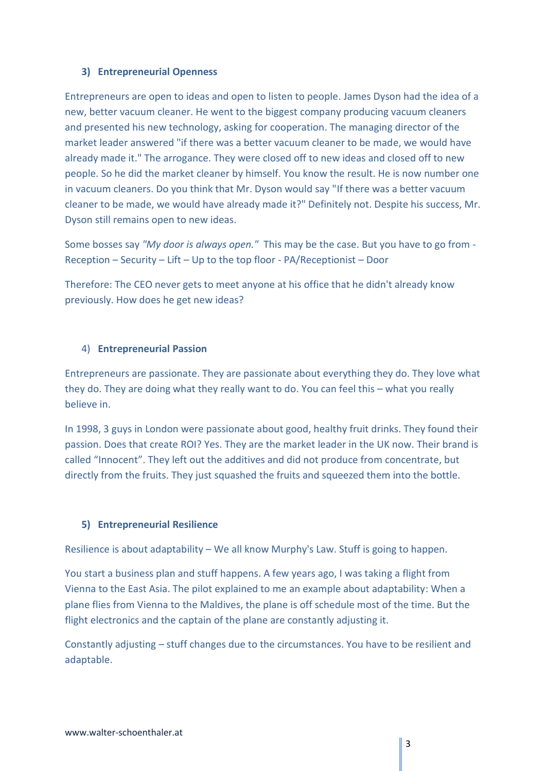### 3) Entrepreneurial Openness

Entrepreneurs are open to ideas and open to listen to people. James Dyson had the idea of a new, better vacuum cleaner. He went to the biggest company producing vacuum cleaners and presented his new technology, asking for cooperation. The managing director of the market leader answered "if there was a better vacuum cleaner to be made, we would have already made it." The arrogance. They were closed off to new ideas and closed off to new people. So he did the market cleaner by himself. You know the result. He is now number one in vacuum cleaners. Do you think that Mr. Dyson would say "If there was a better vacuum cleaner to be made, we would have already made it?" Definitely not. Despite his success, Mr. Dyson still remains open to new ideas.

Some bosses say *"My door is always open."* This may be the case. But you have to go from - Reception – Security – Lift – Up to the top floor - PA/Receptionist – Door

Therefore: The CEO never gets to meet anyone at his office that he didn't already know previously. How does he get new ideas?

### 4) Entrepreneurial Passion

Entrepreneurs are passionate. They are passionate about everything they do. They love what they do. They are doing what they really want to do. You can feel this – what you really believe in.

In 1998, 3 guys in London were passionate about good, healthy fruit drinks. They found their passion. Does that create ROI? Yes. They are the market leader in the UK now. Their brand is called “Innocent”. They left out the additives and did not produce from concentrate, but directly from the fruits. They just squashed the fruits and squeezed them into the bottle.

### 5) Entrepreneurial Resilience

Resilience is about adaptability – We all know Murphy's Law. Stuff is going to happen.

You start a business plan and stuff happens. A few years ago, I was taking a flight from Vienna to the East Asia. The pilot explained to me an example about adaptability: When a plane flies from Vienna to the Maldives, the plane is off schedule most of the time. But the flight electronics and the captain of the plane are constantly adjusting it.

Constantly adjusting – stuff changes due to the circumstances. You have to be resilient and adaptable.

www.walter-schoenthaler.at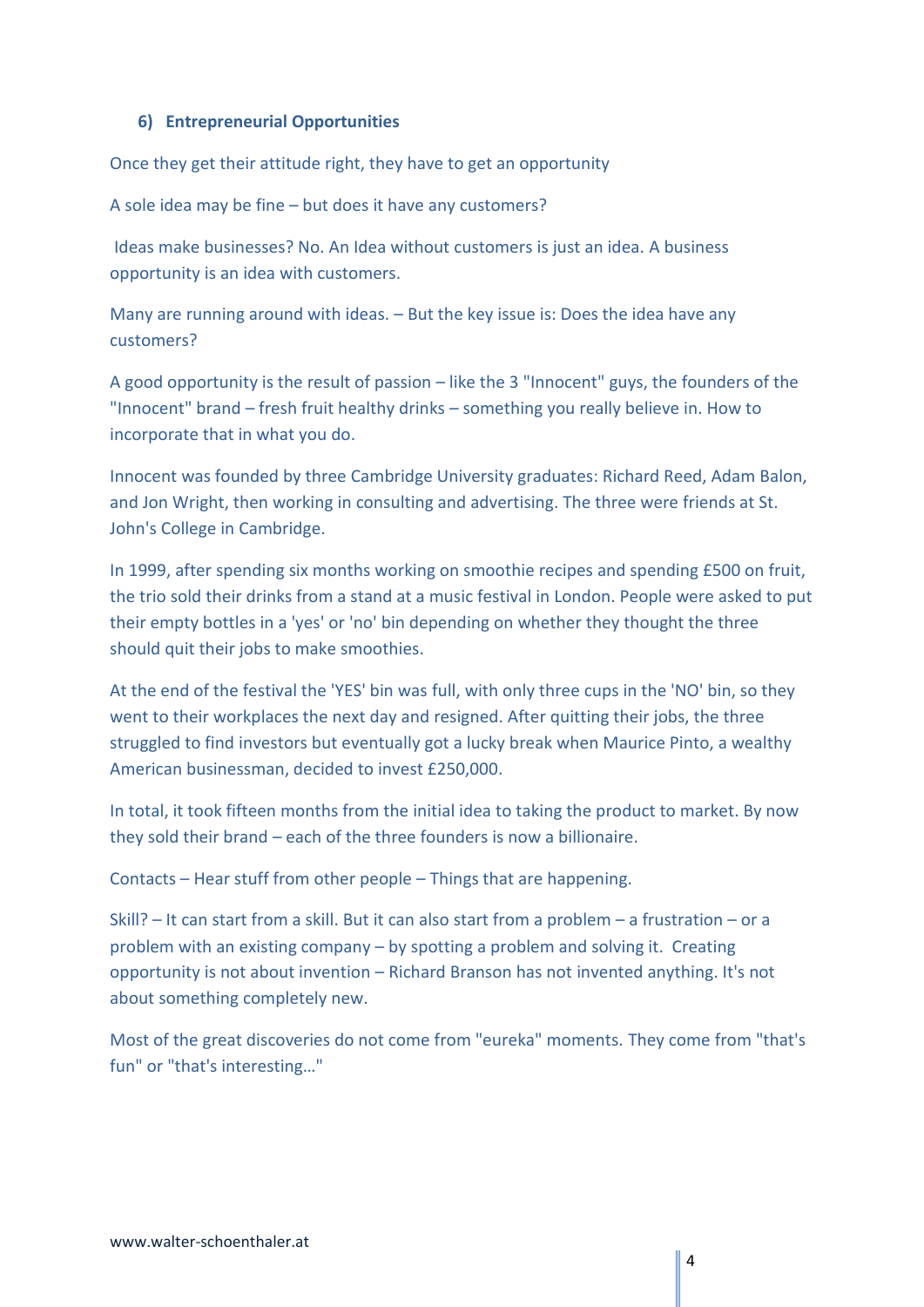### 6) Entrepreneurial Opportunities

Once they get their attitude right, they have to get an opportunity

A sole idea may be fine – but does it have any customers?

Ideas make businesses? No. An Idea without customers is just an idea. A business opportunity is an idea with customers.

Many are running around with ideas. – But the key issue is: Does the idea have any customers?

A good opportunity is the result of passion – like the 3 "Innocent" guys, the founders of the "Innocent" brand – fresh fruit healthy drinks – something you really believe in. How to incorporate that in what you do.

Innocent was founded by three Cambridge University graduates: Richard Reed, Adam Balon, and Jon Wright, then working in consulting and advertising. The three were friends at St. John's College in Cambridge.

In 1999, after spending six months working on smoothie recipes and spending £500 on fruit, the trio sold their drinks from a stand at a music festival in London. People were asked to put their empty bottles in a 'yes' or 'no' bin depending on whether they thought the three should quit their jobs to make smoothies.

At the end of the festival the 'YES' bin was full, with only three cups in the 'NO' bin, so they went to their workplaces the next day and resigned. After quitting their jobs, the three struggled to find investors but eventually got a lucky break when Maurice Pinto, a wealthy American businessman, decided to invest £250,000.

In total, it took fifteen months from the initial idea to taking the product to market. By now they sold their brand – each of the three founders is now a billionaire.

Contacts – Hear stuff from other people – Things that are happening.

Skill? – It can start from a skill. But it can also start from a problem – a frustration – or a problem with an existing company – by spotting a problem and solving it. Creating opportunity is not about invention – Richard Branson has not invented anything. It's not about something completely new.

Most of the great discoveries do not come from "eureka" moments. They come from "that's fun" or "that's interesting…"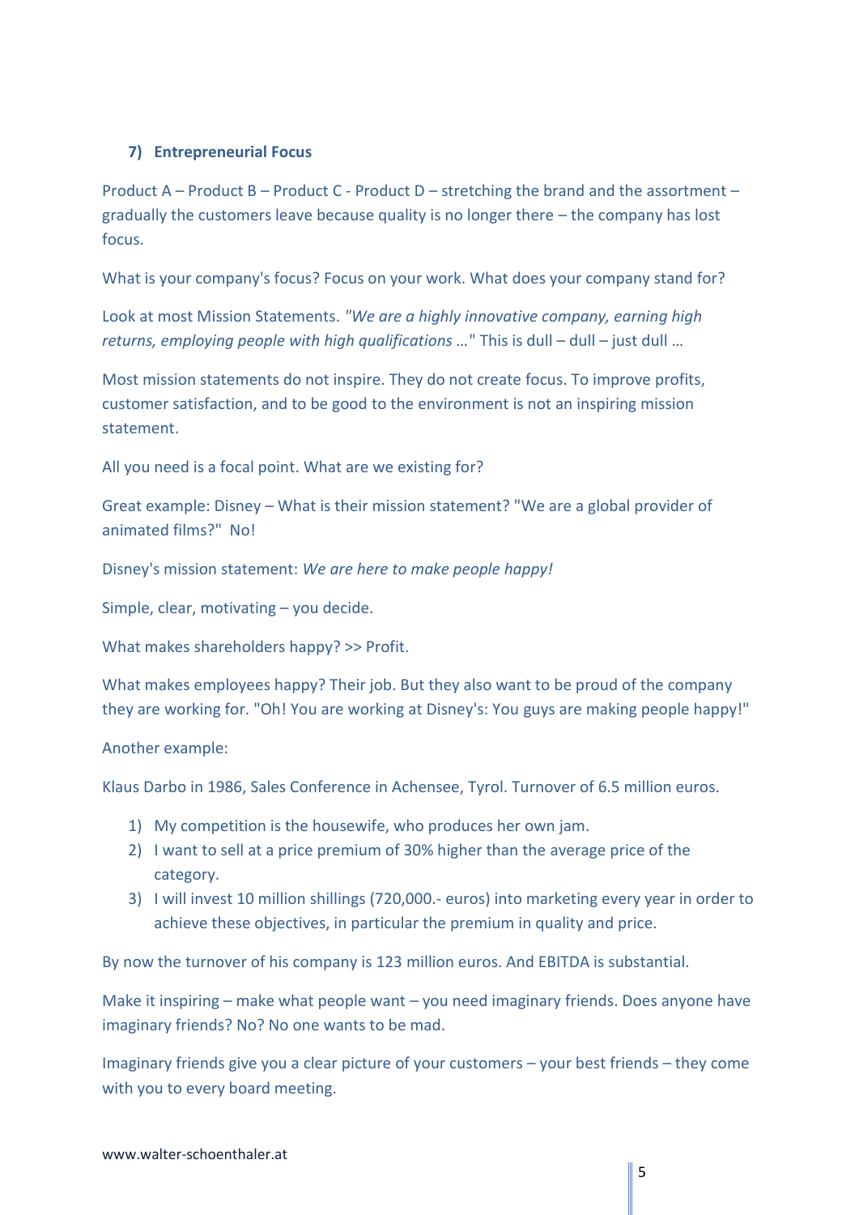### 7) Entrepreneurial Focus

Product A – Product B – Product C - Product D – stretching the brand and the assortment – gradually the customers leave because quality is no longer there – the company has lost focus.

What is your company's focus? Focus on your work. What does your company stand for?

Look at most Mission Statements. *"We are a highly innovative company, earning high returns, employing people with high qualifications …"* This is dull – dull – just dull …

Most mission statements do not inspire. They do not create focus. To improve profits, customer satisfaction, and to be good to the environment is not an inspiring mission statement.

All you need is a focal point. What are we existing for?

Great example: Disney – What is their mission statement? "We are a global provider of animated films?"  No!

Disney's mission statement: *We are here to make people happy!*

Simple, clear, motivating – you decide.

What makes shareholders happy? >> Profit.

What makes employees happy? Their job. But they also want to be proud of the company they are working for. "Oh! You are working at Disney's: You guys are making people happy!"

Another example:

Klaus Darbo in 1986, Sales Conference in Achensee, Tyrol. Turnover of 6.5 million euros.

1) My competition is the housewife, who produces her own jam.
2) I want to sell at a price premium of 30% higher than the average price of the category.
3) I will invest 10 million shillings (720,000.- euros) into marketing every year in order to achieve these objectives, in particular the premium in quality and price.

By now the turnover of his company is 123 million euros. And EBITDA is substantial.

Make it inspiring – make what people want – you need imaginary friends. Does anyone have imaginary friends? No? No one wants to be mad.

Imaginary friends give you a clear picture of your customers – your best friends – they come with you to every board meeting.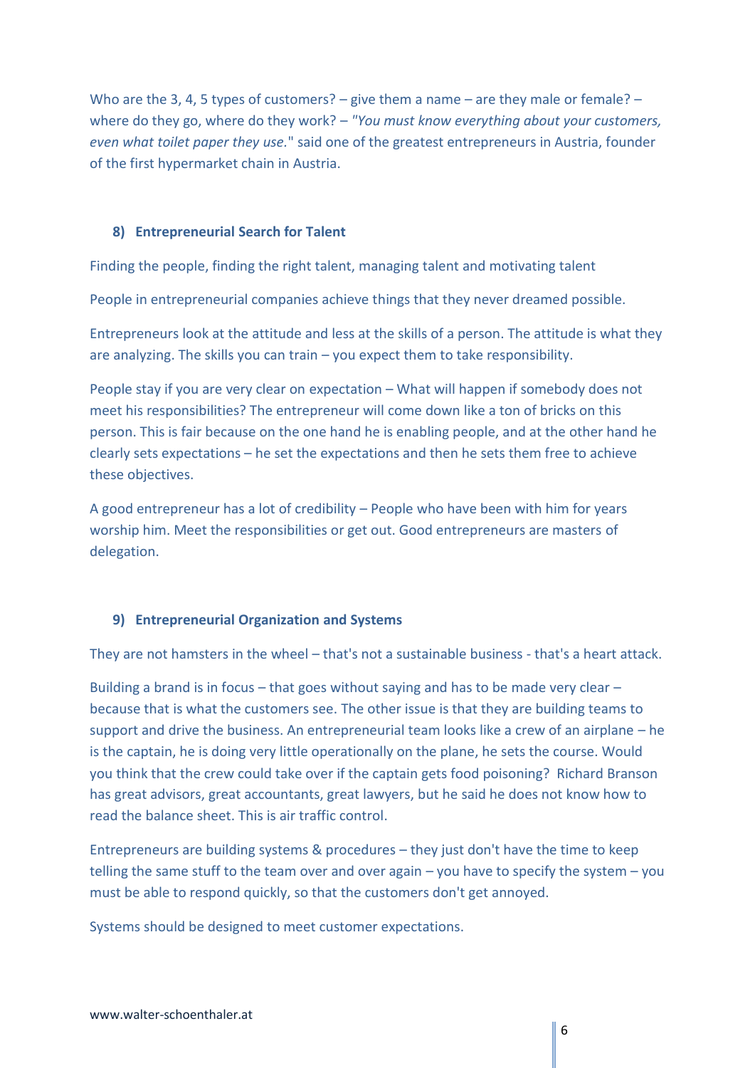Who are the 3, 4, 5 types of customers? – give them a name – are they male or female? – where do they go, where do they work? – *"You must know everything about your customers, even what toilet paper they use.*" said one of the greatest entrepreneurs in Austria, founder of the first hypermarket chain in Austria.

### 8) Entrepreneurial Search for Talent

Finding the people, finding the right talent, managing talent and motivating talent

People in entrepreneurial companies achieve things that they never dreamed possible.

Entrepreneurs look at the attitude and less at the skills of a person. The attitude is what they are analyzing. The skills you can train – you expect them to take responsibility.

People stay if you are very clear on expectation – What will happen if somebody does not meet his responsibilities? The entrepreneur will come down like a ton of bricks on this person. This is fair because on the one hand he is enabling people, and at the other hand he clearly sets expectations – he set the expectations and then he sets them free to achieve these objectives.

A good entrepreneur has a lot of credibility – People who have been with him for years worship him. Meet the responsibilities or get out. Good entrepreneurs are masters of delegation.

### 9) Entrepreneurial Organization and Systems

They are not hamsters in the wheel – that's not a sustainable business - that's a heart attack.

Building a brand is in focus – that goes without saying and has to be made very clear – because that is what the customers see. The other issue is that they are building teams to support and drive the business. An entrepreneurial team looks like a crew of an airplane – he is the captain, he is doing very little operationally on the plane, he sets the course. Would you think that the crew could take over if the captain gets food poisoning? Richard Branson has great advisors, great accountants, great lawyers, but he said he does not know how to read the balance sheet. This is air traffic control.

Entrepreneurs are building systems & procedures – they just don't have the time to keep telling the same stuff to the team over and over again – you have to specify the system – you must be able to respond quickly, so that the customers don't get annoyed.

Systems should be designed to meet customer expectations.

www.walter-schoenthaler.at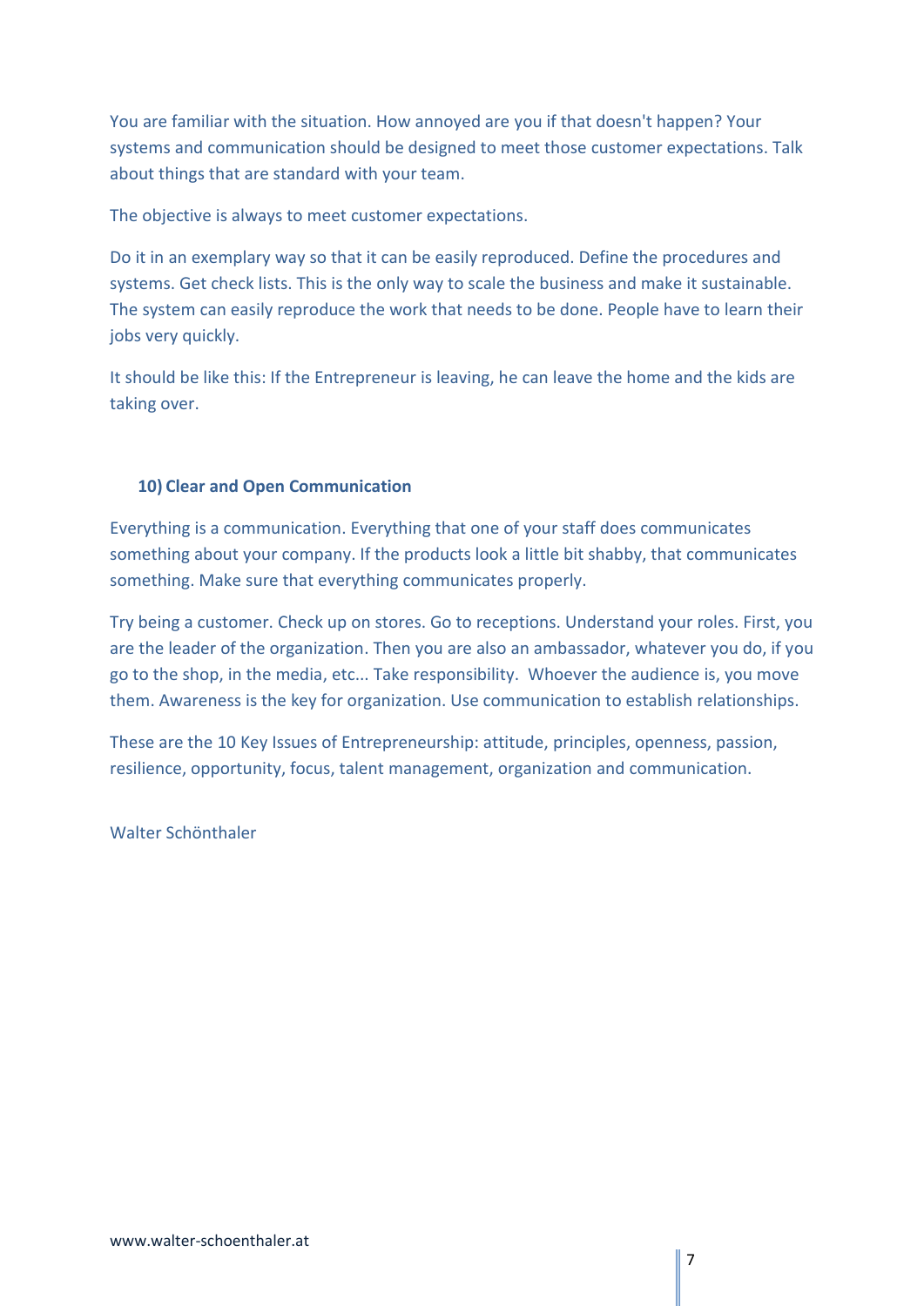You are familiar with the situation. How annoyed are you if that doesn't happen? Your systems and communication should be designed to meet those customer expectations. Talk about things that are standard with your team.

The objective is always to meet customer expectations.

Do it in an exemplary way so that it can be easily reproduced. Define the procedures and systems. Get check lists. This is the only way to scale the business and make it sustainable. The system can easily reproduce the work that needs to be done. People have to learn their jobs very quickly.

It should be like this: If the Entrepreneur is leaving, he can leave the home and the kids are taking over.

### 10) Clear and Open Communication

Everything is a communication. Everything that one of your staff does communicates something about your company. If the products look a little bit shabby, that communicates something. Make sure that everything communicates properly.

Try being a customer. Check up on stores. Go to receptions. Understand your roles. First, you are the leader of the organization. Then you are also an ambassador, whatever you do, if you go to the shop, in the media, etc... Take responsibility. Whoever the audience is, you move them. Awareness is the key for organization. Use communication to establish relationships.

These are the 10 Key Issues of Entrepreneurship: attitude, principles, openness, passion, resilience, opportunity, focus, talent management, organization and communication.

Walter Schönthaler